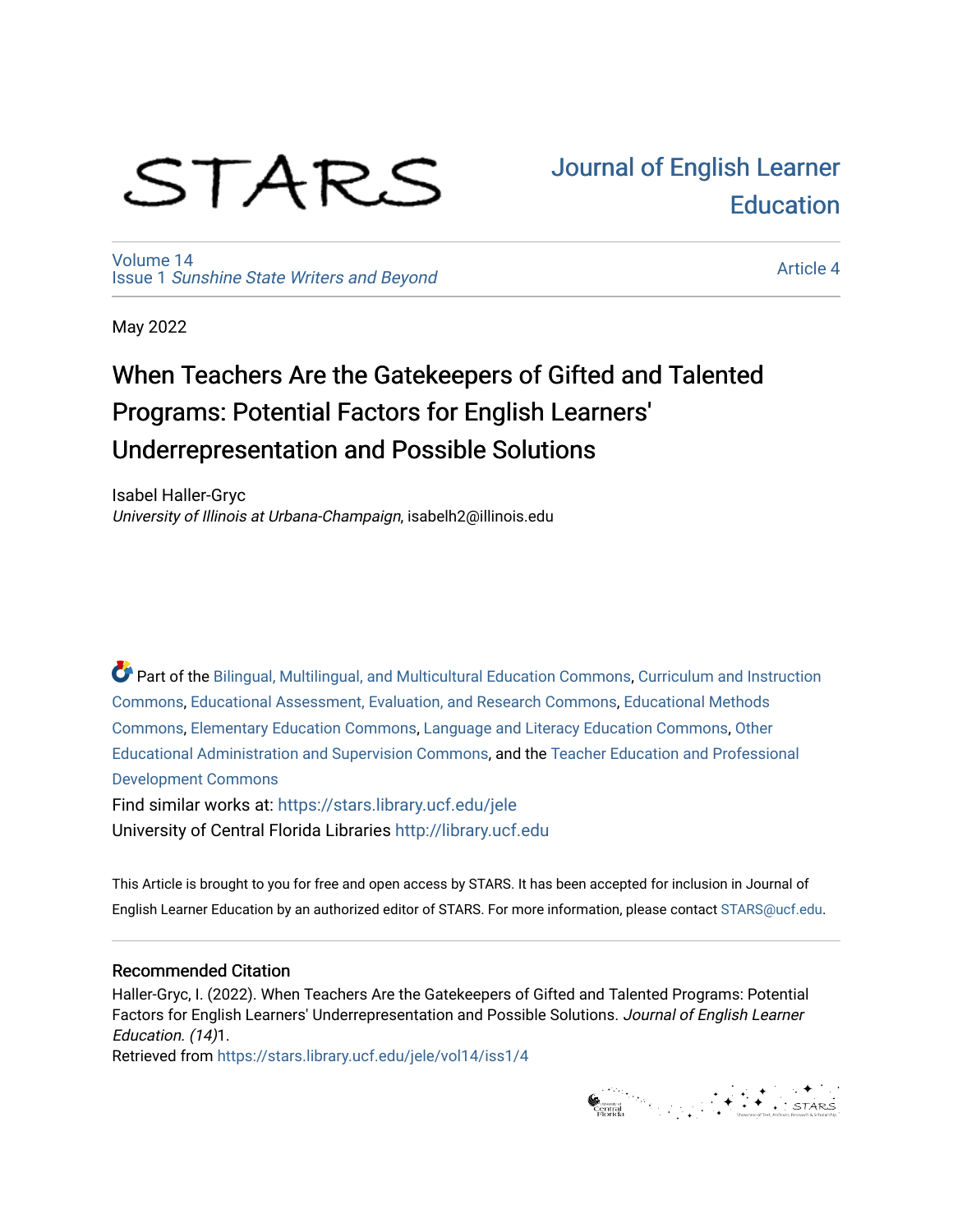STARS

Journal of English Learner Education

Volume 14
Issue 1 *Sunshine State Writers and Beyond*

Article 4

May 2022

# When Teachers Are the Gatekeepers of Gifted and Talented Programs: Potential Factors for English Learners' Underrepresentation and Possible Solutions

Isabel Haller-Gryc
*University of Illinois at Urbana-Champaign*, isabelh2@illinois.edu

Part of the Bilingual, Multilingual, and Multicultural Education Commons, Curriculum and Instruction Commons, Educational Assessment, Evaluation, and Research Commons, Educational Methods Commons, Elementary Education Commons, Language and Literacy Education Commons, Other Educational Administration and Supervision Commons, and the Teacher Education and Professional Development Commons

Find similar works at: https://stars.library.ucf.edu/jele
University of Central Florida Libraries http://library.ucf.edu

This Article is brought to you for free and open access by STARS. It has been accepted for inclusion in Journal of English Learner Education by an authorized editor of STARS. For more information, please contact STARS@ucf.edu.

## Recommended Citation

Haller-Gryc, I. (2022). When Teachers Are the Gatekeepers of Gifted and Talented Programs: Potential Factors for English Learners' Underrepresentation and Possible Solutions. *Journal of English Learner Education. (14)*1.
Retrieved from https://stars.library.ucf.edu/jele/vol14/iss1/4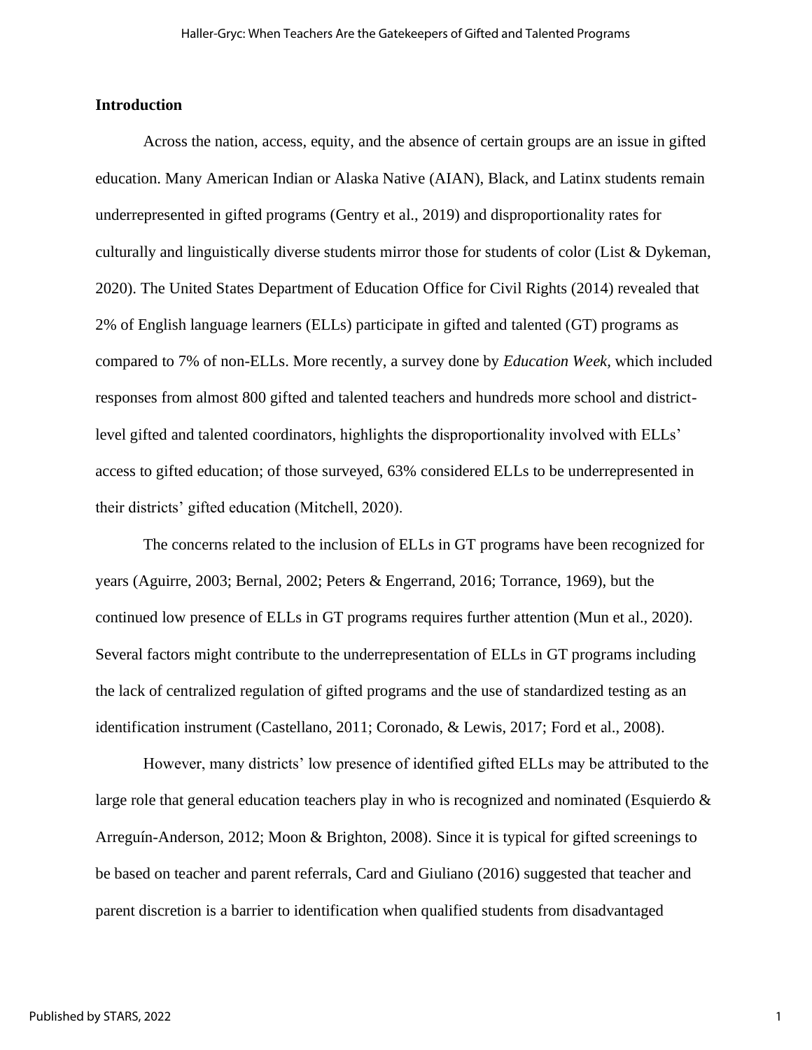## Introduction

Across the nation, access, equity, and the absence of certain groups are an issue in gifted education. Many American Indian or Alaska Native (AIAN), Black, and Latinx students remain underrepresented in gifted programs (Gentry et al., 2019) and disproportionality rates for culturally and linguistically diverse students mirror those for students of color (List & Dykeman, 2020). The United States Department of Education Office for Civil Rights (2014) revealed that 2% of English language learners (ELLs) participate in gifted and talented (GT) programs as compared to 7% of non-ELLs. More recently, a survey done by *Education Week,* which included responses from almost 800 gifted and talented teachers and hundreds more school and district-level gifted and talented coordinators, highlights the disproportionality involved with ELLs' access to gifted education; of those surveyed, 63% considered ELLs to be underrepresented in their districts' gifted education (Mitchell, 2020).

The concerns related to the inclusion of ELLs in GT programs have been recognized for years (Aguirre, 2003; Bernal, 2002; Peters & Engerrand, 2016; Torrance, 1969), but the continued low presence of ELLs in GT programs requires further attention (Mun et al., 2020). Several factors might contribute to the underrepresentation of ELLs in GT programs including the lack of centralized regulation of gifted programs and the use of standardized testing as an identification instrument (Castellano, 2011; Coronado, & Lewis, 2017; Ford et al., 2008).

However, many districts' low presence of identified gifted ELLs may be attributed to the large role that general education teachers play in who is recognized and nominated (Esquierdo & Arreguín-Anderson, 2012; Moon & Brighton, 2008). Since it is typical for gifted screenings to be based on teacher and parent referrals, Card and Giuliano (2016) suggested that teacher and parent discretion is a barrier to identification when qualified students from disadvantaged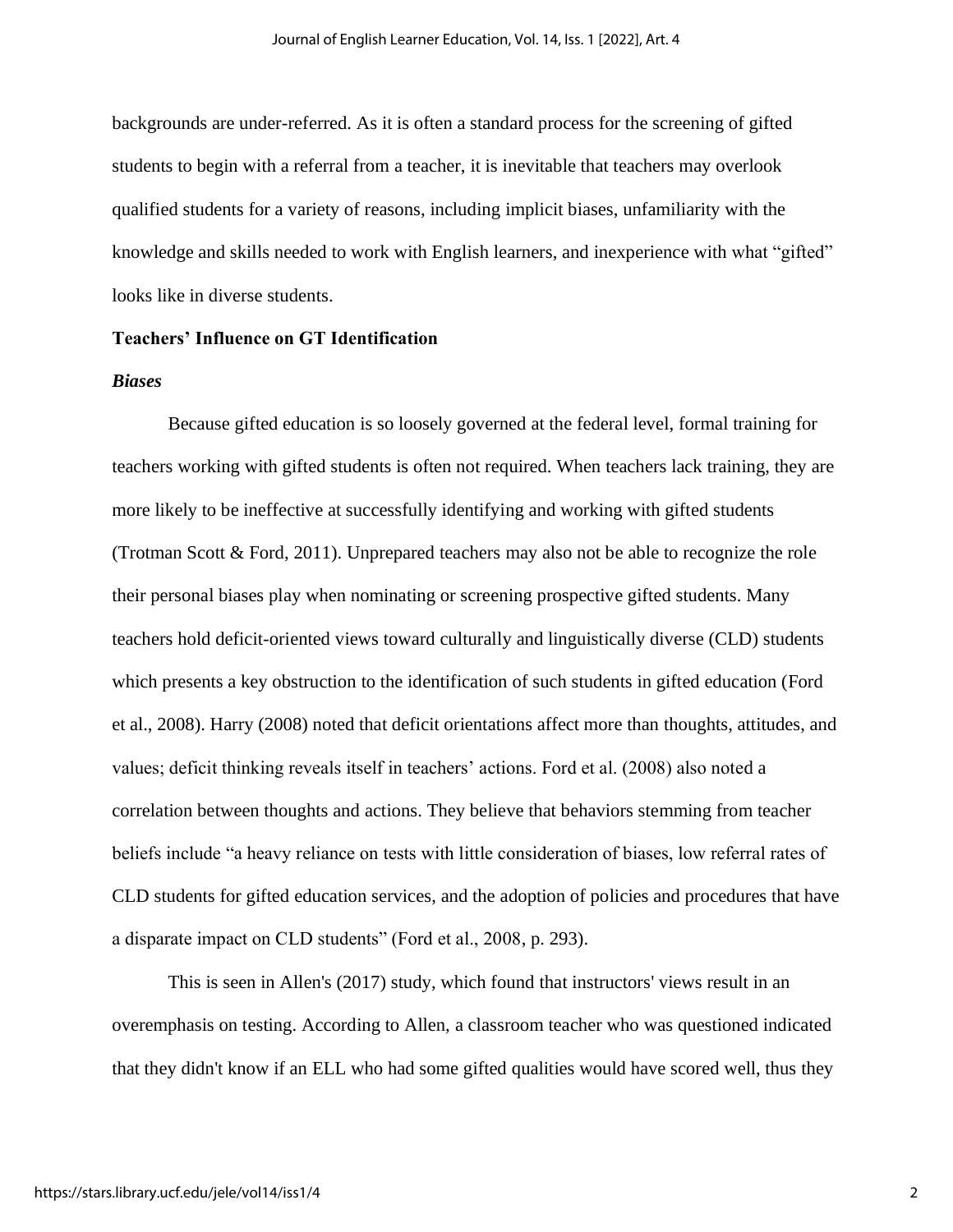backgrounds are under-referred. As it is often a standard process for the screening of gifted students to begin with a referral from a teacher, it is inevitable that teachers may overlook qualified students for a variety of reasons, including implicit biases, unfamiliarity with the knowledge and skills needed to work with English learners, and inexperience with what "gifted" looks like in diverse students.

## Teachers' Influence on GT Identification

### *Biases*

Because gifted education is so loosely governed at the federal level, formal training for teachers working with gifted students is often not required. When teachers lack training, they are more likely to be ineffective at successfully identifying and working with gifted students (Trotman Scott & Ford, 2011). Unprepared teachers may also not be able to recognize the role their personal biases play when nominating or screening prospective gifted students. Many teachers hold deficit-oriented views toward culturally and linguistically diverse (CLD) students which presents a key obstruction to the identification of such students in gifted education (Ford et al., 2008). Harry (2008) noted that deficit orientations affect more than thoughts, attitudes, and values; deficit thinking reveals itself in teachers' actions. Ford et al. (2008) also noted a correlation between thoughts and actions. They believe that behaviors stemming from teacher beliefs include "a heavy reliance on tests with little consideration of biases, low referral rates of CLD students for gifted education services, and the adoption of policies and procedures that have a disparate impact on CLD students" (Ford et al., 2008, p. 293).

This is seen in Allen's (2017) study, which found that instructors' views result in an overemphasis on testing. According to Allen, a classroom teacher who was questioned indicated that they didn't know if an ELL who had some gifted qualities would have scored well, thus they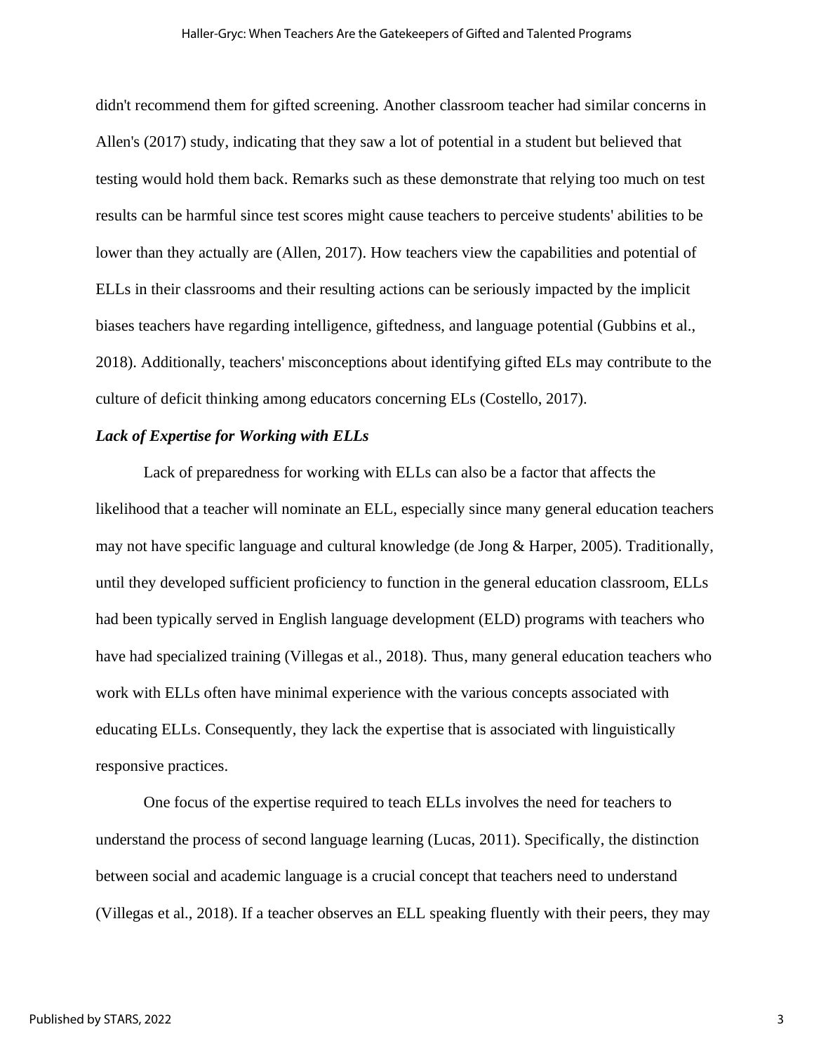didn't recommend them for gifted screening. Another classroom teacher had similar concerns in Allen's (2017) study, indicating that they saw a lot of potential in a student but believed that testing would hold them back. Remarks such as these demonstrate that relying too much on test results can be harmful since test scores might cause teachers to perceive students' abilities to be lower than they actually are (Allen, 2017). How teachers view the capabilities and potential of ELLs in their classrooms and their resulting actions can be seriously impacted by the implicit biases teachers have regarding intelligence, giftedness, and language potential (Gubbins et al., 2018). Additionally, teachers' misconceptions about identifying gifted ELs may contribute to the culture of deficit thinking among educators concerning ELs (Costello, 2017).

### ***Lack of Expertise for Working with ELLs***

Lack of preparedness for working with ELLs can also be a factor that affects the likelihood that a teacher will nominate an ELL, especially since many general education teachers may not have specific language and cultural knowledge (de Jong & Harper, 2005). Traditionally, until they developed sufficient proficiency to function in the general education classroom, ELLs had been typically served in English language development (ELD) programs with teachers who have had specialized training (Villegas et al., 2018). Thus, many general education teachers who work with ELLs often have minimal experience with the various concepts associated with educating ELLs. Consequently, they lack the expertise that is associated with linguistically responsive practices.

One focus of the expertise required to teach ELLs involves the need for teachers to understand the process of second language learning (Lucas, 2011). Specifically, the distinction between social and academic language is a crucial concept that teachers need to understand (Villegas et al., 2018). If a teacher observes an ELL speaking fluently with their peers, they may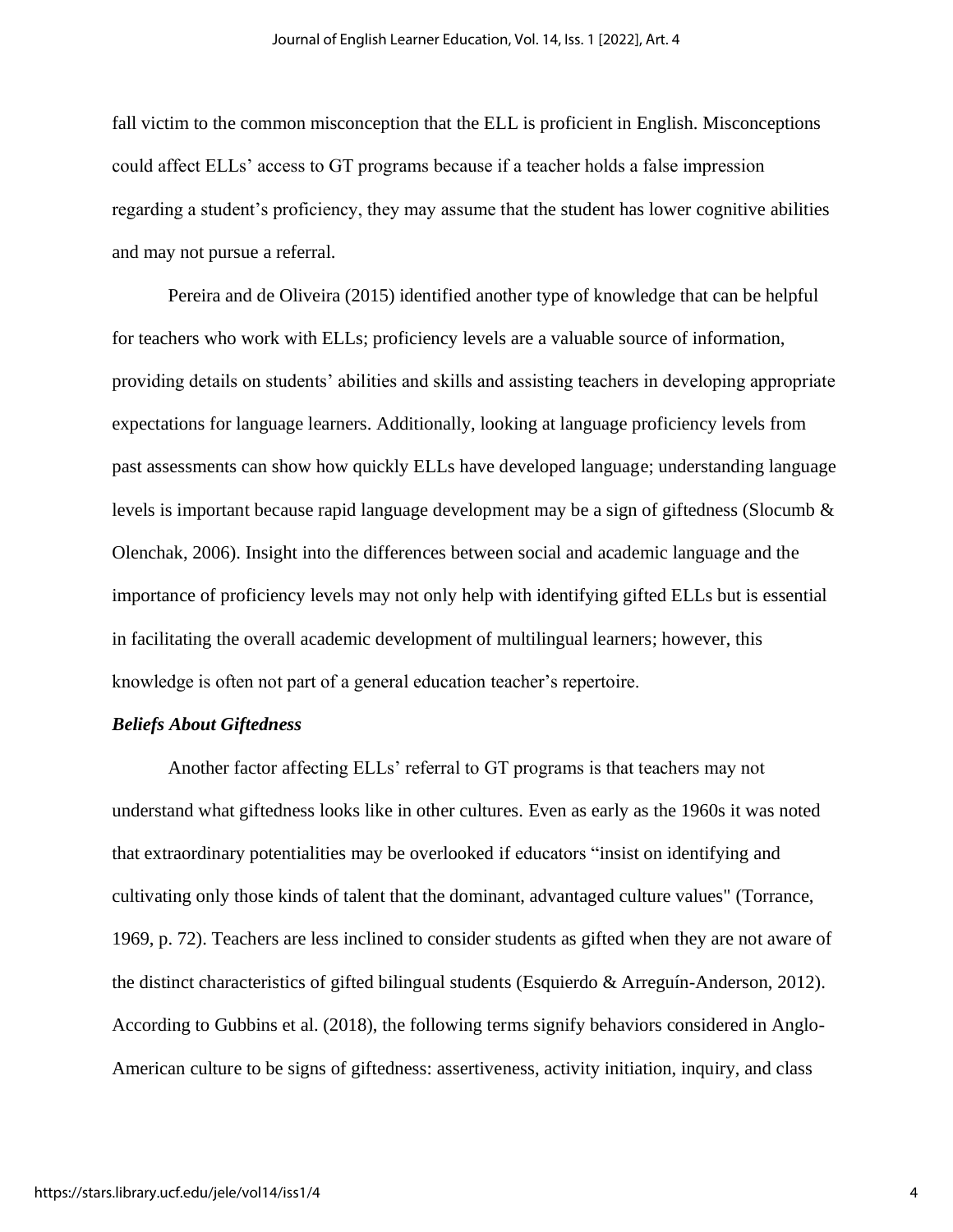fall victim to the common misconception that the ELL is proficient in English. Misconceptions could affect ELLs' access to GT programs because if a teacher holds a false impression regarding a student's proficiency, they may assume that the student has lower cognitive abilities and may not pursue a referral.

Pereira and de Oliveira (2015) identified another type of knowledge that can be helpful for teachers who work with ELLs; proficiency levels are a valuable source of information, providing details on students' abilities and skills and assisting teachers in developing appropriate expectations for language learners. Additionally, looking at language proficiency levels from past assessments can show how quickly ELLs have developed language; understanding language levels is important because rapid language development may be a sign of giftedness (Slocumb & Olenchak, 2006). Insight into the differences between social and academic language and the importance of proficiency levels may not only help with identifying gifted ELLs but is essential in facilitating the overall academic development of multilingual learners; however, this knowledge is often not part of a general education teacher's repertoire.

### *Beliefs About Giftedness*

Another factor affecting ELLs' referral to GT programs is that teachers may not understand what giftedness looks like in other cultures. Even as early as the 1960s it was noted that extraordinary potentialities may be overlooked if educators "insist on identifying and cultivating only those kinds of talent that the dominant, advantaged culture values" (Torrance, 1969, p. 72). Teachers are less inclined to consider students as gifted when they are not aware of the distinct characteristics of gifted bilingual students (Esquierdo & Arreguín-Anderson, 2012). According to Gubbins et al. (2018), the following terms signify behaviors considered in Anglo-American culture to be signs of giftedness: assertiveness, activity initiation, inquiry, and class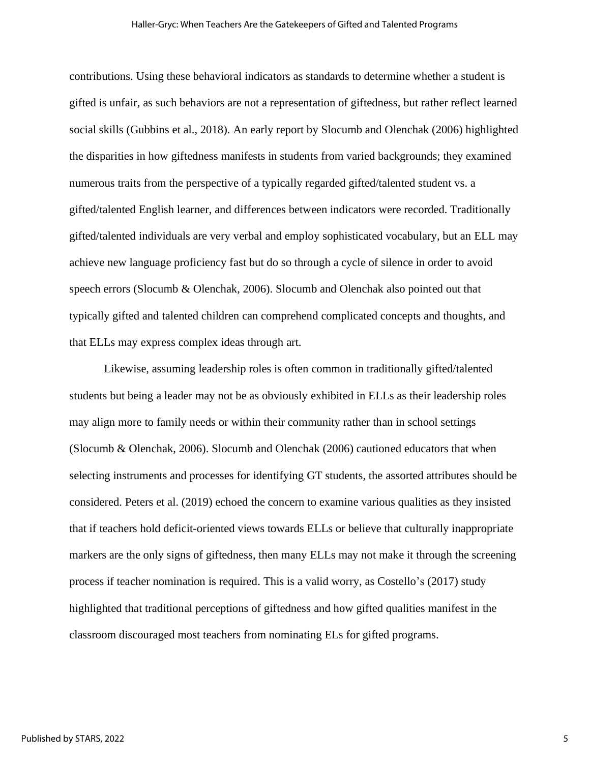contributions. Using these behavioral indicators as standards to determine whether a student is gifted is unfair, as such behaviors are not a representation of giftedness, but rather reflect learned social skills (Gubbins et al., 2018). An early report by Slocumb and Olenchak (2006) highlighted the disparities in how giftedness manifests in students from varied backgrounds; they examined numerous traits from the perspective of a typically regarded gifted/talented student vs. a gifted/talented English learner, and differences between indicators were recorded. Traditionally gifted/talented individuals are very verbal and employ sophisticated vocabulary, but an ELL may achieve new language proficiency fast but do so through a cycle of silence in order to avoid speech errors (Slocumb & Olenchak, 2006). Slocumb and Olenchak also pointed out that typically gifted and talented children can comprehend complicated concepts and thoughts, and that ELLs may express complex ideas through art.

Likewise, assuming leadership roles is often common in traditionally gifted/talented students but being a leader may not be as obviously exhibited in ELLs as their leadership roles may align more to family needs or within their community rather than in school settings (Slocumb & Olenchak, 2006). Slocumb and Olenchak (2006) cautioned educators that when selecting instruments and processes for identifying GT students, the assorted attributes should be considered. Peters et al. (2019) echoed the concern to examine various qualities as they insisted that if teachers hold deficit-oriented views towards ELLs or believe that culturally inappropriate markers are the only signs of giftedness, then many ELLs may not make it through the screening process if teacher nomination is required. This is a valid worry, as Costello's (2017) study highlighted that traditional perceptions of giftedness and how gifted qualities manifest in the classroom discouraged most teachers from nominating ELs for gifted programs.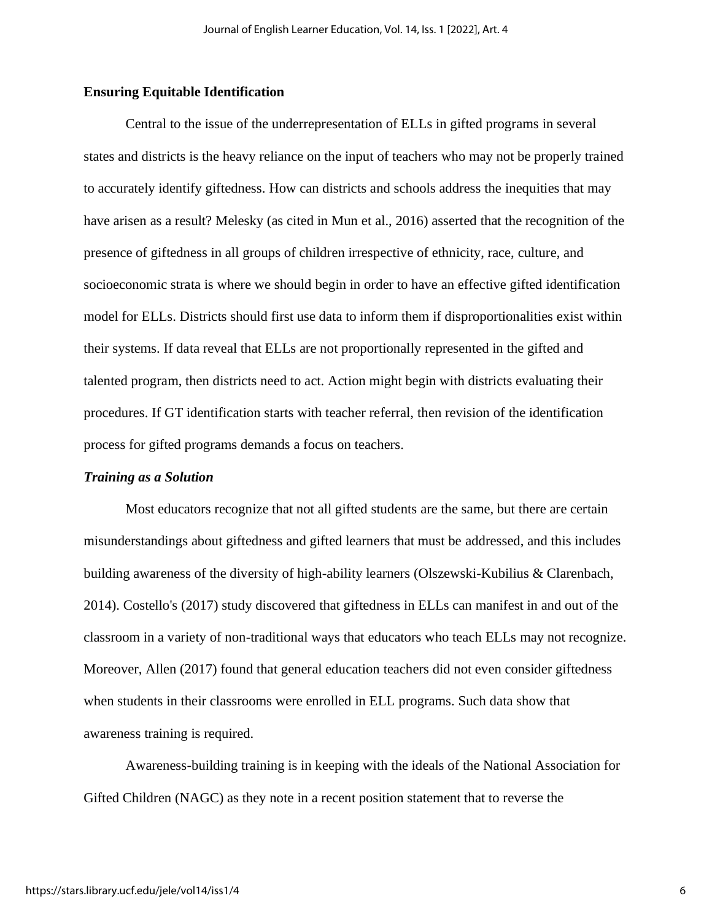## Ensuring Equitable Identification

Central to the issue of the underrepresentation of ELLs in gifted programs in several states and districts is the heavy reliance on the input of teachers who may not be properly trained to accurately identify giftedness. How can districts and schools address the inequities that may have arisen as a result? Melesky (as cited in Mun et al., 2016) asserted that the recognition of the presence of giftedness in all groups of children irrespective of ethnicity, race, culture, and socioeconomic strata is where we should begin in order to have an effective gifted identification model for ELLs. Districts should first use data to inform them if disproportionalities exist within their systems. If data reveal that ELLs are not proportionally represented in the gifted and talented program, then districts need to act. Action might begin with districts evaluating their procedures. If GT identification starts with teacher referral, then revision of the identification process for gifted programs demands a focus on teachers.

### *Training as a Solution*

Most educators recognize that not all gifted students are the same, but there are certain misunderstandings about giftedness and gifted learners that must be addressed, and this includes building awareness of the diversity of high-ability learners (Olszewski-Kubilius & Clarenbach, 2014). Costello's (2017) study discovered that giftedness in ELLs can manifest in and out of the classroom in a variety of non-traditional ways that educators who teach ELLs may not recognize. Moreover, Allen (2017) found that general education teachers did not even consider giftedness when students in their classrooms were enrolled in ELL programs. Such data show that awareness training is required.

Awareness-building training is in keeping with the ideals of the National Association for Gifted Children (NAGC) as they note in a recent position statement that to reverse the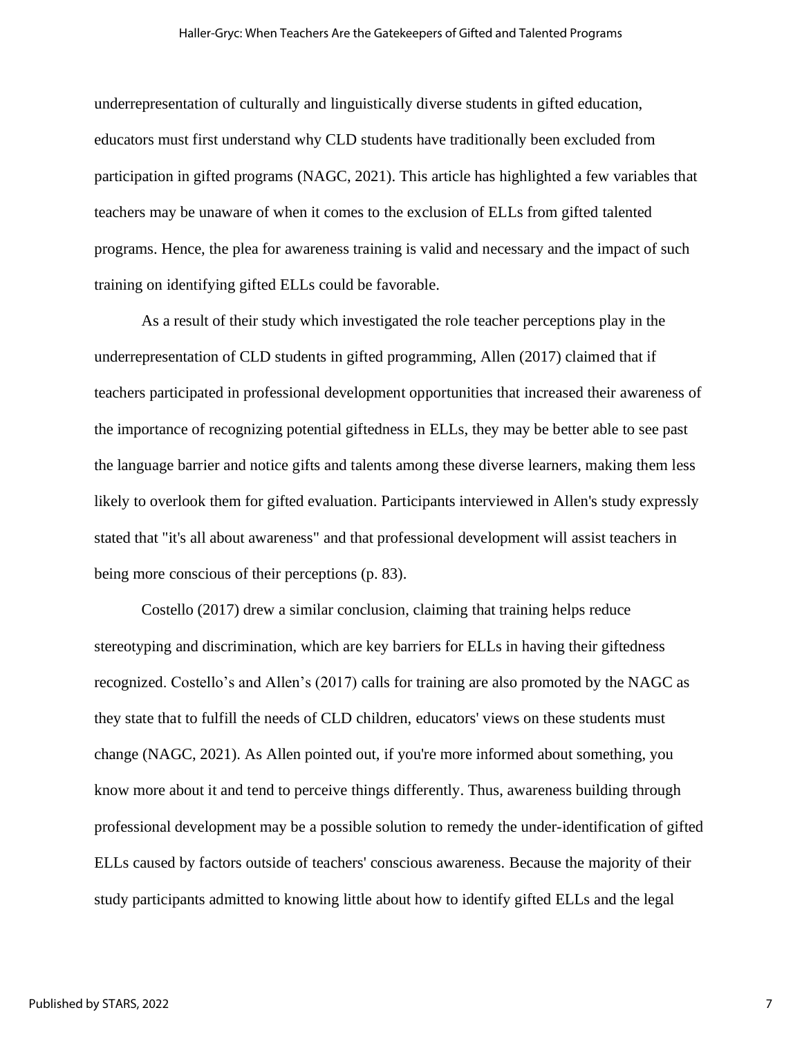underrepresentation of culturally and linguistically diverse students in gifted education, educators must first understand why CLD students have traditionally been excluded from participation in gifted programs (NAGC, 2021). This article has highlighted a few variables that teachers may be unaware of when it comes to the exclusion of ELLs from gifted talented programs. Hence, the plea for awareness training is valid and necessary and the impact of such training on identifying gifted ELLs could be favorable.

As a result of their study which investigated the role teacher perceptions play in the underrepresentation of CLD students in gifted programming, Allen (2017) claimed that if teachers participated in professional development opportunities that increased their awareness of the importance of recognizing potential giftedness in ELLs, they may be better able to see past the language barrier and notice gifts and talents among these diverse learners, making them less likely to overlook them for gifted evaluation. Participants interviewed in Allen's study expressly stated that "it's all about awareness" and that professional development will assist teachers in being more conscious of their perceptions (p. 83).

Costello (2017) drew a similar conclusion, claiming that training helps reduce stereotyping and discrimination, which are key barriers for ELLs in having their giftedness recognized. Costello's and Allen's (2017) calls for training are also promoted by the NAGC as they state that to fulfill the needs of CLD children, educators' views on these students must change (NAGC, 2021). As Allen pointed out, if you're more informed about something, you know more about it and tend to perceive things differently. Thus, awareness building through professional development may be a possible solution to remedy the under-identification of gifted ELLs caused by factors outside of teachers' conscious awareness. Because the majority of their study participants admitted to knowing little about how to identify gifted ELLs and the legal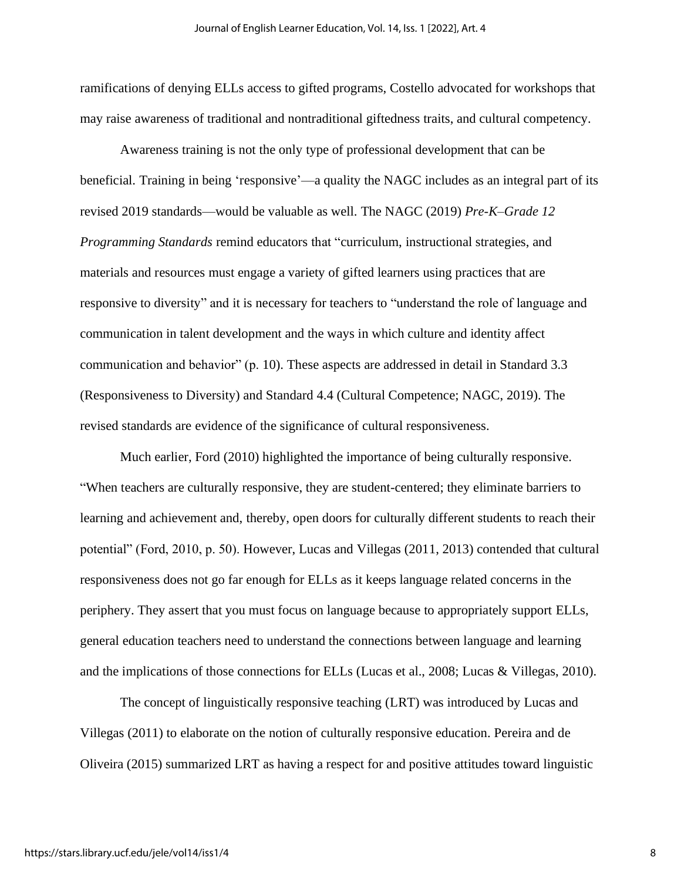ramifications of denying ELLs access to gifted programs, Costello advocated for workshops that may raise awareness of traditional and nontraditional giftedness traits, and cultural competency.

Awareness training is not the only type of professional development that can be beneficial. Training in being 'responsive'—a quality the NAGC includes as an integral part of its revised 2019 standards—would be valuable as well. The NAGC (2019) *Pre-K–Grade 12 Programming Standards* remind educators that "curriculum, instructional strategies, and materials and resources must engage a variety of gifted learners using practices that are responsive to diversity" and it is necessary for teachers to "understand the role of language and communication in talent development and the ways in which culture and identity affect communication and behavior" (p. 10). These aspects are addressed in detail in Standard 3.3 (Responsiveness to Diversity) and Standard 4.4 (Cultural Competence; NAGC, 2019). The revised standards are evidence of the significance of cultural responsiveness.

Much earlier, Ford (2010) highlighted the importance of being culturally responsive. "When teachers are culturally responsive, they are student-centered; they eliminate barriers to learning and achievement and, thereby, open doors for culturally different students to reach their potential" (Ford, 2010, p. 50). However, Lucas and Villegas (2011, 2013) contended that cultural responsiveness does not go far enough for ELLs as it keeps language related concerns in the periphery. They assert that you must focus on language because to appropriately support ELLs, general education teachers need to understand the connections between language and learning and the implications of those connections for ELLs (Lucas et al., 2008; Lucas & Villegas, 2010).

The concept of linguistically responsive teaching (LRT) was introduced by Lucas and Villegas (2011) to elaborate on the notion of culturally responsive education. Pereira and de Oliveira (2015) summarized LRT as having a respect for and positive attitudes toward linguistic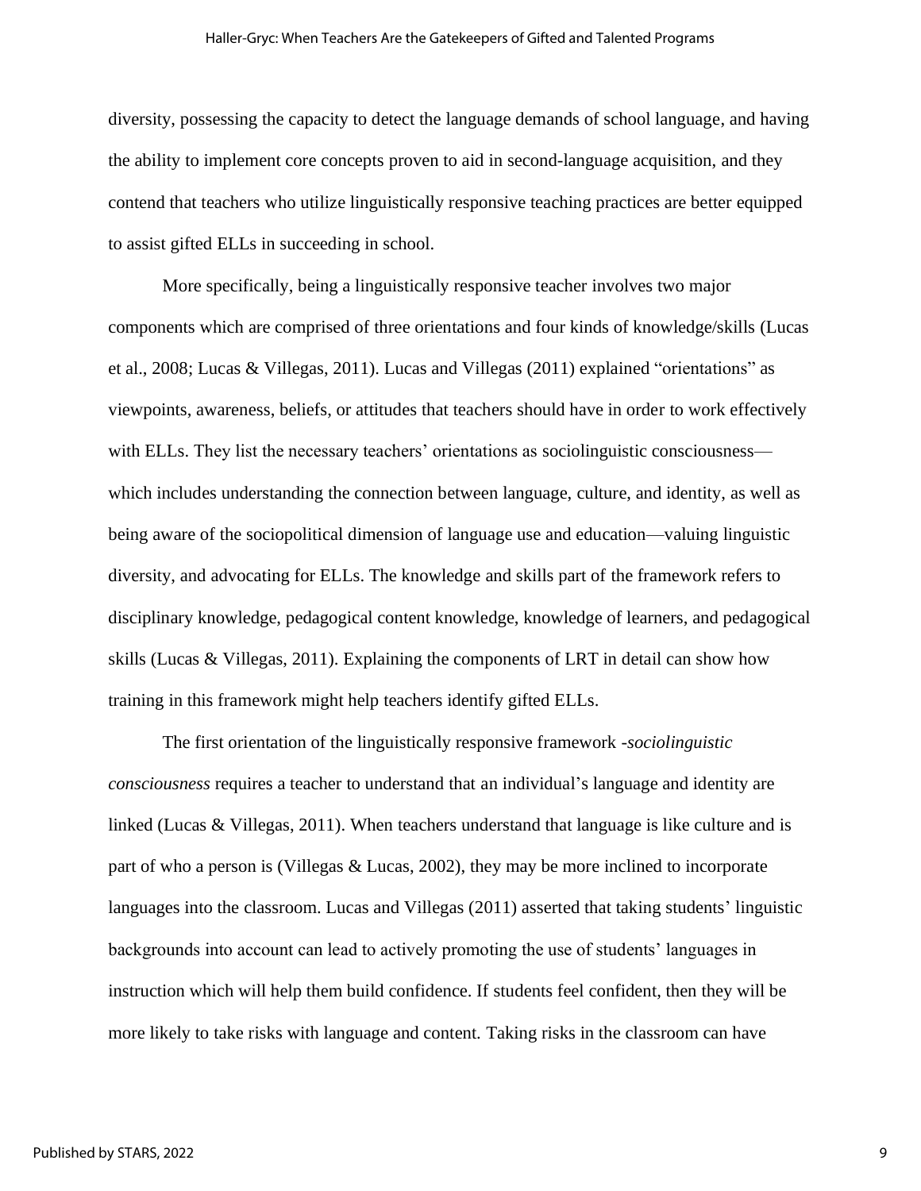diversity, possessing the capacity to detect the language demands of school language, and having the ability to implement core concepts proven to aid in second-language acquisition, and they contend that teachers who utilize linguistically responsive teaching practices are better equipped to assist gifted ELLs in succeeding in school.

More specifically, being a linguistically responsive teacher involves two major components which are comprised of three orientations and four kinds of knowledge/skills (Lucas et al., 2008; Lucas & Villegas, 2011). Lucas and Villegas (2011) explained "orientations" as viewpoints, awareness, beliefs, or attitudes that teachers should have in order to work effectively with ELLs. They list the necessary teachers' orientations as sociolinguistic consciousness—which includes understanding the connection between language, culture, and identity, as well as being aware of the sociopolitical dimension of language use and education—valuing linguistic diversity, and advocating for ELLs. The knowledge and skills part of the framework refers to disciplinary knowledge, pedagogical content knowledge, knowledge of learners, and pedagogical skills (Lucas & Villegas, 2011). Explaining the components of LRT in detail can show how training in this framework might help teachers identify gifted ELLs.

The first orientation of the linguistically responsive framework *-sociolinguistic consciousness* requires a teacher to understand that an individual's language and identity are linked (Lucas & Villegas, 2011). When teachers understand that language is like culture and is part of who a person is (Villegas & Lucas, 2002), they may be more inclined to incorporate languages into the classroom. Lucas and Villegas (2011) asserted that taking students' linguistic backgrounds into account can lead to actively promoting the use of students' languages in instruction which will help them build confidence. If students feel confident, then they will be more likely to take risks with language and content. Taking risks in the classroom can have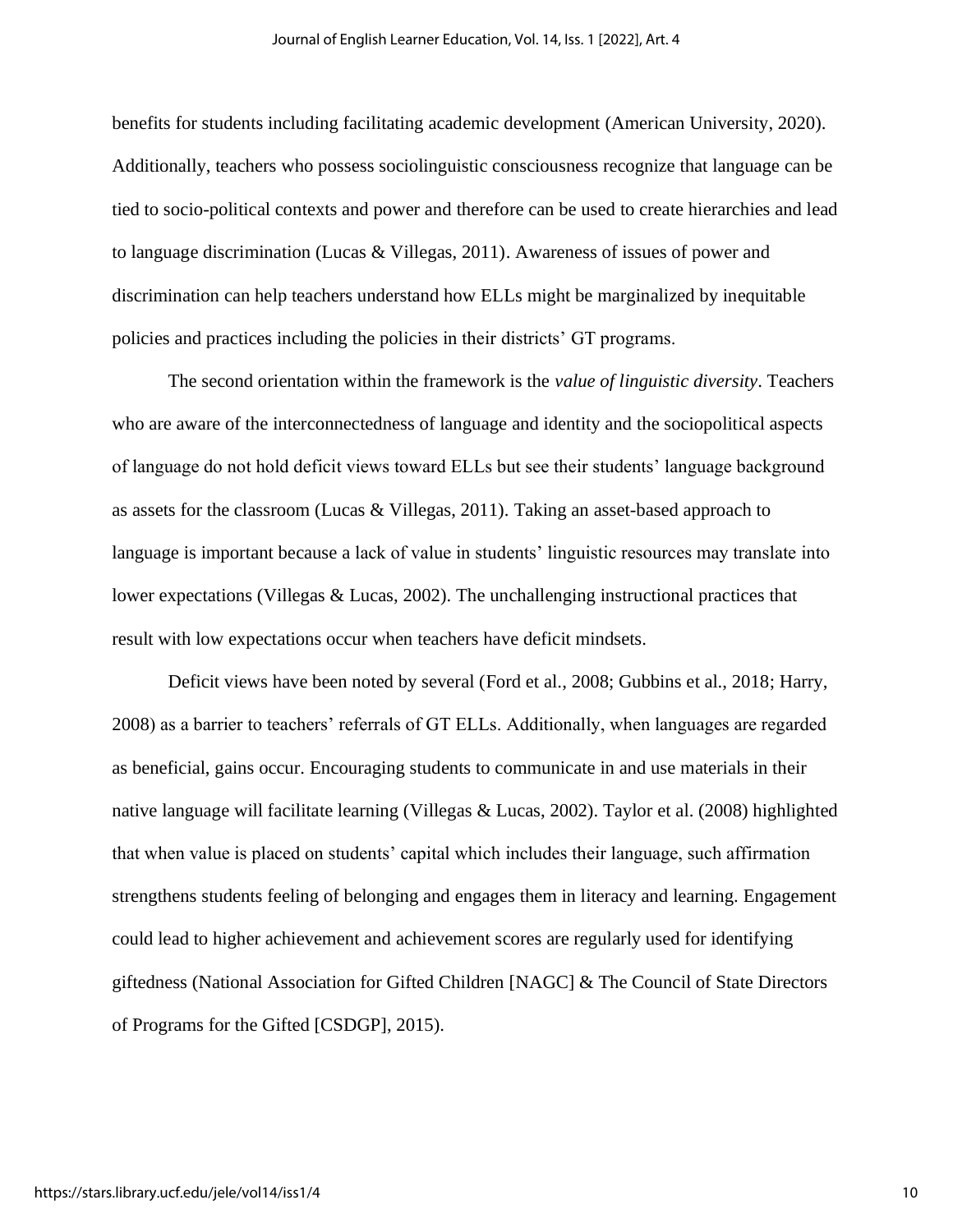benefits for students including facilitating academic development (American University, 2020). Additionally, teachers who possess sociolinguistic consciousness recognize that language can be tied to socio-political contexts and power and therefore can be used to create hierarchies and lead to language discrimination (Lucas & Villegas, 2011). Awareness of issues of power and discrimination can help teachers understand how ELLs might be marginalized by inequitable policies and practices including the policies in their districts' GT programs.

The second orientation within the framework is the *value of linguistic diversity*. Teachers who are aware of the interconnectedness of language and identity and the sociopolitical aspects of language do not hold deficit views toward ELLs but see their students' language background as assets for the classroom (Lucas & Villegas, 2011). Taking an asset-based approach to language is important because a lack of value in students' linguistic resources may translate into lower expectations (Villegas & Lucas, 2002). The unchallenging instructional practices that result with low expectations occur when teachers have deficit mindsets.

Deficit views have been noted by several (Ford et al., 2008; Gubbins et al., 2018; Harry, 2008) as a barrier to teachers' referrals of GT ELLs. Additionally, when languages are regarded as beneficial, gains occur. Encouraging students to communicate in and use materials in their native language will facilitate learning (Villegas & Lucas, 2002). Taylor et al. (2008) highlighted that when value is placed on students' capital which includes their language, such affirmation strengthens students feeling of belonging and engages them in literacy and learning. Engagement could lead to higher achievement and achievement scores are regularly used for identifying giftedness (National Association for Gifted Children [NAGC] & The Council of State Directors of Programs for the Gifted [CSDGP], 2015).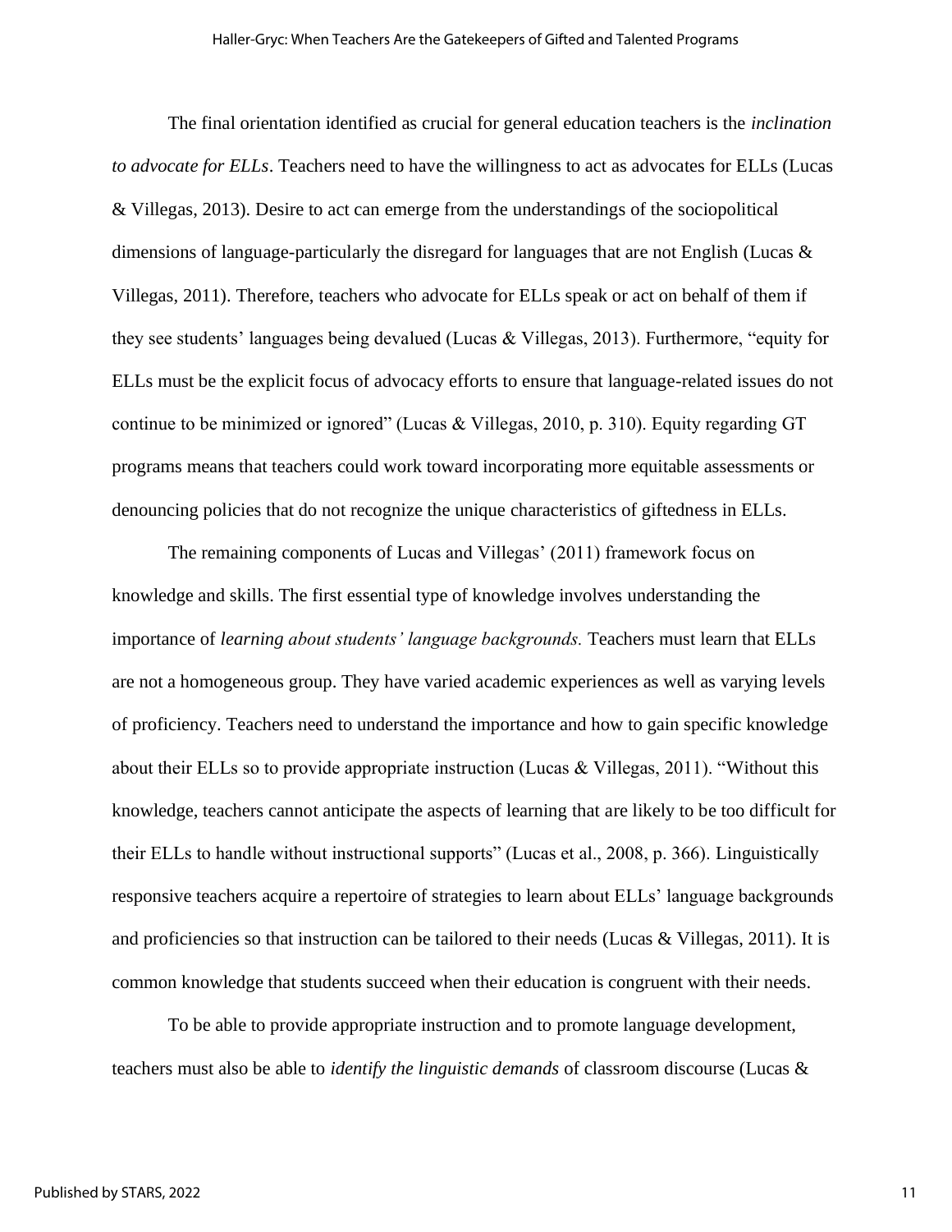The final orientation identified as crucial for general education teachers is the *inclination to advocate for ELLs*. Teachers need to have the willingness to act as advocates for ELLs (Lucas & Villegas, 2013). Desire to act can emerge from the understandings of the sociopolitical dimensions of language-particularly the disregard for languages that are not English (Lucas & Villegas, 2011). Therefore, teachers who advocate for ELLs speak or act on behalf of them if they see students' languages being devalued (Lucas & Villegas, 2013). Furthermore, "equity for ELLs must be the explicit focus of advocacy efforts to ensure that language-related issues do not continue to be minimized or ignored" (Lucas & Villegas, 2010, p. 310). Equity regarding GT programs means that teachers could work toward incorporating more equitable assessments or denouncing policies that do not recognize the unique characteristics of giftedness in ELLs.

The remaining components of Lucas and Villegas' (2011) framework focus on knowledge and skills. The first essential type of knowledge involves understanding the importance of *learning about students' language backgrounds.* Teachers must learn that ELLs are not a homogeneous group. They have varied academic experiences as well as varying levels of proficiency. Teachers need to understand the importance and how to gain specific knowledge about their ELLs so to provide appropriate instruction (Lucas & Villegas, 2011). "Without this knowledge, teachers cannot anticipate the aspects of learning that are likely to be too difficult for their ELLs to handle without instructional supports" (Lucas et al., 2008, p. 366). Linguistically responsive teachers acquire a repertoire of strategies to learn about ELLs' language backgrounds and proficiencies so that instruction can be tailored to their needs (Lucas & Villegas, 2011). It is common knowledge that students succeed when their education is congruent with their needs.

To be able to provide appropriate instruction and to promote language development, teachers must also be able to *identify the linguistic demands* of classroom discourse (Lucas &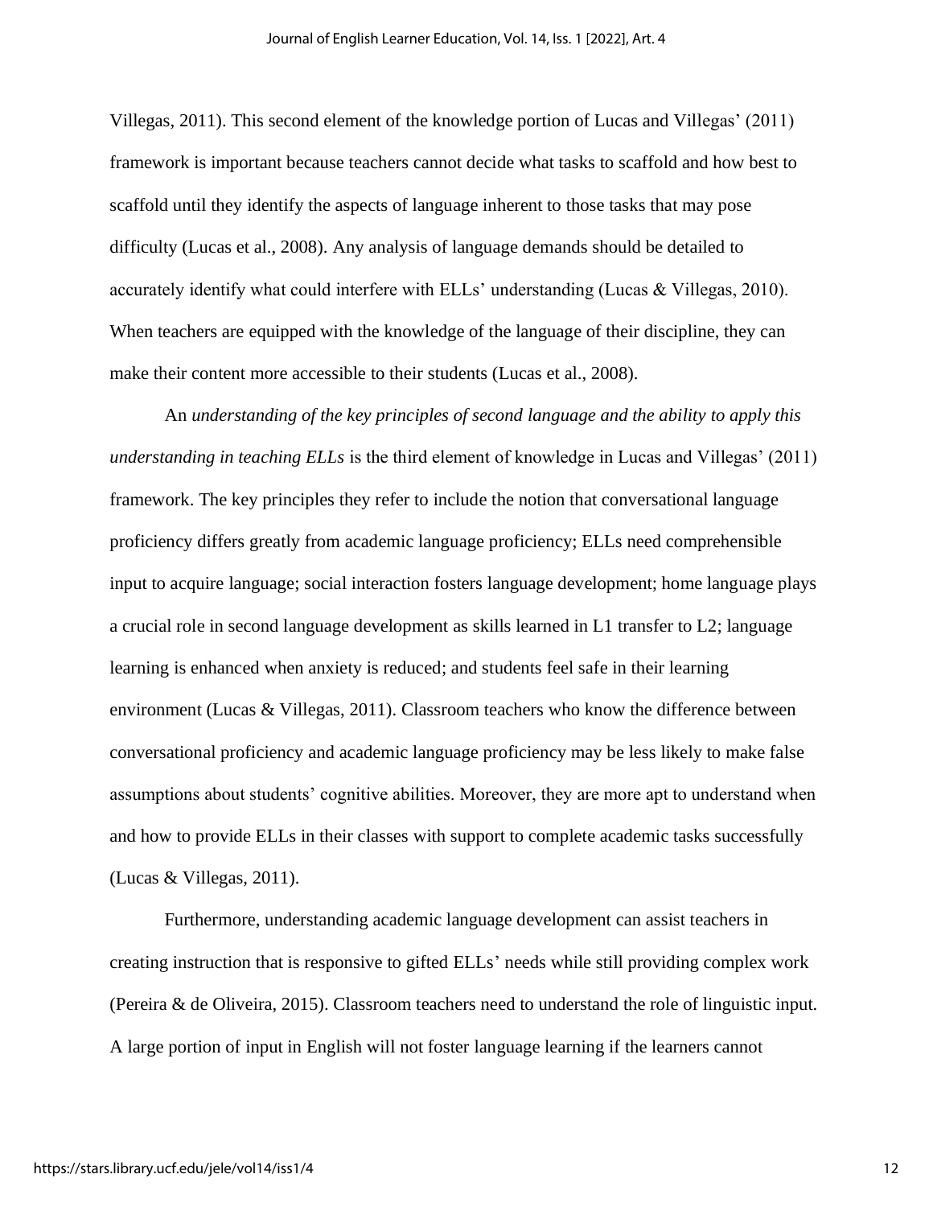Villegas, 2011). This second element of the knowledge portion of Lucas and Villegas' (2011) framework is important because teachers cannot decide what tasks to scaffold and how best to scaffold until they identify the aspects of language inherent to those tasks that may pose difficulty (Lucas et al., 2008). Any analysis of language demands should be detailed to accurately identify what could interfere with ELLs' understanding (Lucas & Villegas, 2010). When teachers are equipped with the knowledge of the language of their discipline, they can make their content more accessible to their students (Lucas et al., 2008).

An *understanding of the key principles of second language and the ability to apply this understanding in teaching ELLs* is the third element of knowledge in Lucas and Villegas' (2011) framework. The key principles they refer to include the notion that conversational language proficiency differs greatly from academic language proficiency; ELLs need comprehensible input to acquire language; social interaction fosters language development; home language plays a crucial role in second language development as skills learned in L1 transfer to L2; language learning is enhanced when anxiety is reduced; and students feel safe in their learning environment (Lucas & Villegas, 2011). Classroom teachers who know the difference between conversational proficiency and academic language proficiency may be less likely to make false assumptions about students' cognitive abilities. Moreover, they are more apt to understand when and how to provide ELLs in their classes with support to complete academic tasks successfully (Lucas & Villegas, 2011).

Furthermore, understanding academic language development can assist teachers in creating instruction that is responsive to gifted ELLs' needs while still providing complex work (Pereira & de Oliveira, 2015). Classroom teachers need to understand the role of linguistic input. A large portion of input in English will not foster language learning if the learners cannot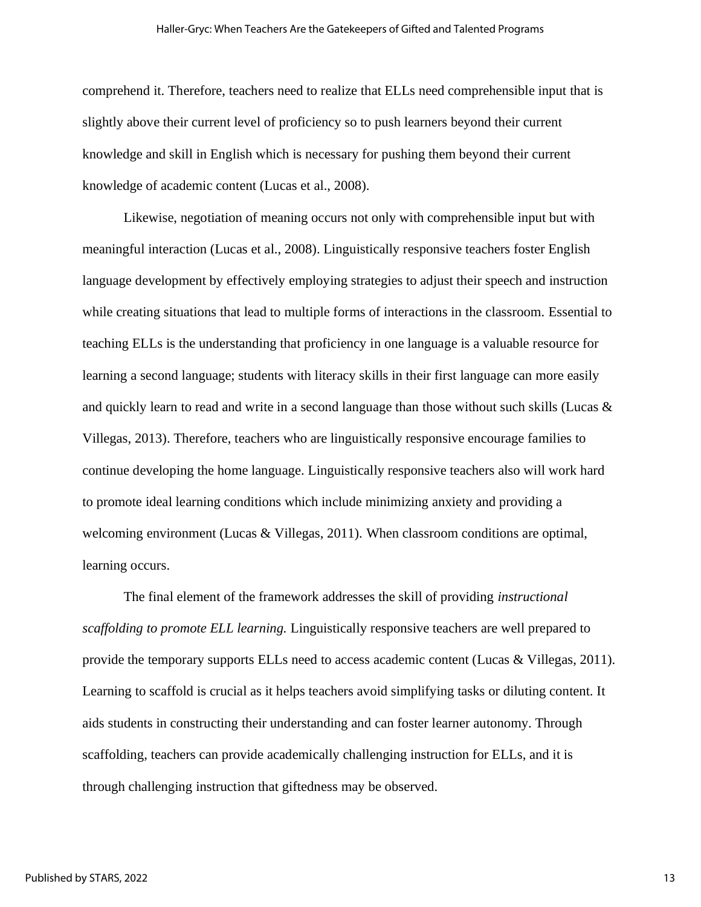comprehend it. Therefore, teachers need to realize that ELLs need comprehensible input that is slightly above their current level of proficiency so to push learners beyond their current knowledge and skill in English which is necessary for pushing them beyond their current knowledge of academic content (Lucas et al., 2008).

Likewise, negotiation of meaning occurs not only with comprehensible input but with meaningful interaction (Lucas et al., 2008). Linguistically responsive teachers foster English language development by effectively employing strategies to adjust their speech and instruction while creating situations that lead to multiple forms of interactions in the classroom. Essential to teaching ELLs is the understanding that proficiency in one language is a valuable resource for learning a second language; students with literacy skills in their first language can more easily and quickly learn to read and write in a second language than those without such skills (Lucas & Villegas, 2013). Therefore, teachers who are linguistically responsive encourage families to continue developing the home language. Linguistically responsive teachers also will work hard to promote ideal learning conditions which include minimizing anxiety and providing a welcoming environment (Lucas & Villegas, 2011). When classroom conditions are optimal, learning occurs.

The final element of the framework addresses the skill of providing *instructional scaffolding to promote ELL learning.* Linguistically responsive teachers are well prepared to provide the temporary supports ELLs need to access academic content (Lucas & Villegas, 2011). Learning to scaffold is crucial as it helps teachers avoid simplifying tasks or diluting content. It aids students in constructing their understanding and can foster learner autonomy. Through scaffolding, teachers can provide academically challenging instruction for ELLs, and it is through challenging instruction that giftedness may be observed.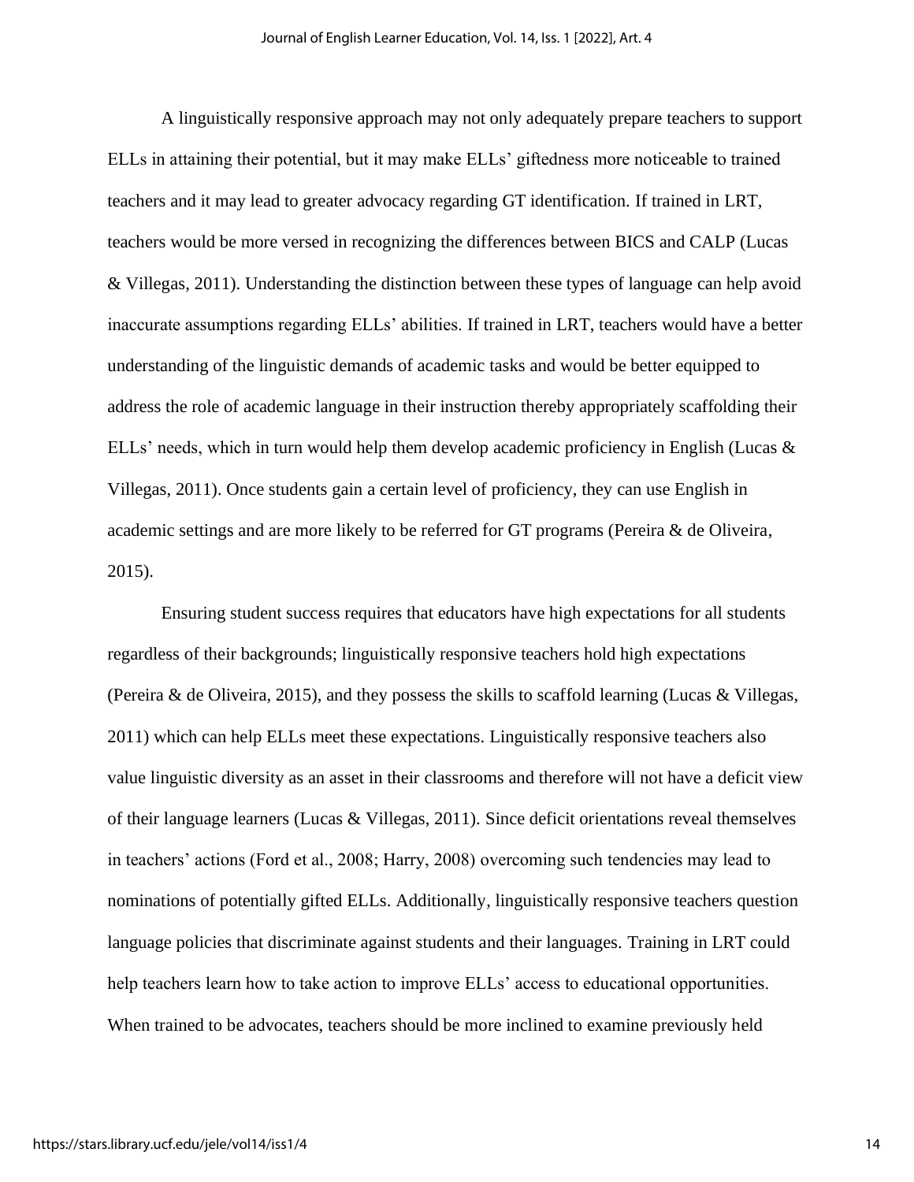A linguistically responsive approach may not only adequately prepare teachers to support ELLs in attaining their potential, but it may make ELLs' giftedness more noticeable to trained teachers and it may lead to greater advocacy regarding GT identification. If trained in LRT, teachers would be more versed in recognizing the differences between BICS and CALP (Lucas & Villegas, 2011). Understanding the distinction between these types of language can help avoid inaccurate assumptions regarding ELLs' abilities. If trained in LRT, teachers would have a better understanding of the linguistic demands of academic tasks and would be better equipped to address the role of academic language in their instruction thereby appropriately scaffolding their ELLs' needs, which in turn would help them develop academic proficiency in English (Lucas & Villegas, 2011). Once students gain a certain level of proficiency, they can use English in academic settings and are more likely to be referred for GT programs (Pereira & de Oliveira, 2015).

Ensuring student success requires that educators have high expectations for all students regardless of their backgrounds; linguistically responsive teachers hold high expectations (Pereira & de Oliveira, 2015), and they possess the skills to scaffold learning (Lucas & Villegas, 2011) which can help ELLs meet these expectations. Linguistically responsive teachers also value linguistic diversity as an asset in their classrooms and therefore will not have a deficit view of their language learners (Lucas & Villegas, 2011). Since deficit orientations reveal themselves in teachers' actions (Ford et al., 2008; Harry, 2008) overcoming such tendencies may lead to nominations of potentially gifted ELLs. Additionally, linguistically responsive teachers question language policies that discriminate against students and their languages. Training in LRT could help teachers learn how to take action to improve ELLs' access to educational opportunities. When trained to be advocates, teachers should be more inclined to examine previously held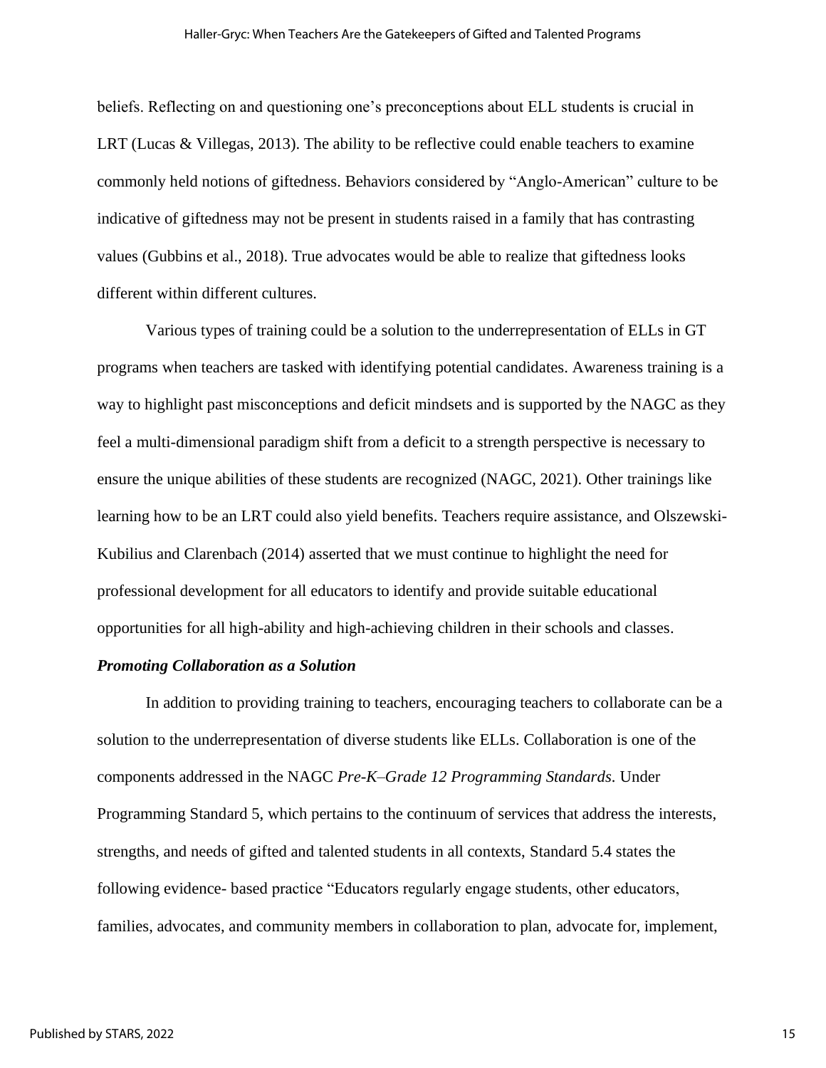beliefs. Reflecting on and questioning one's preconceptions about ELL students is crucial in LRT (Lucas & Villegas, 2013). The ability to be reflective could enable teachers to examine commonly held notions of giftedness. Behaviors considered by "Anglo-American" culture to be indicative of giftedness may not be present in students raised in a family that has contrasting values (Gubbins et al., 2018). True advocates would be able to realize that giftedness looks different within different cultures.

Various types of training could be a solution to the underrepresentation of ELLs in GT programs when teachers are tasked with identifying potential candidates. Awareness training is a way to highlight past misconceptions and deficit mindsets and is supported by the NAGC as they feel a multi-dimensional paradigm shift from a deficit to a strength perspective is necessary to ensure the unique abilities of these students are recognized (NAGC, 2021). Other trainings like learning how to be an LRT could also yield benefits. Teachers require assistance, and Olszewski-Kubilius and Clarenbach (2014) asserted that we must continue to highlight the need for professional development for all educators to identify and provide suitable educational opportunities for all high-ability and high-achieving children in their schools and classes.

***Promoting Collaboration as a Solution***

In addition to providing training to teachers, encouraging teachers to collaborate can be a solution to the underrepresentation of diverse students like ELLs. Collaboration is one of the components addressed in the NAGC *Pre-K–Grade 12 Programming Standards*. Under Programming Standard 5, which pertains to the continuum of services that address the interests, strengths, and needs of gifted and talented students in all contexts, Standard 5.4 states the following evidence- based practice "Educators regularly engage students, other educators, families, advocates, and community members in collaboration to plan, advocate for, implement,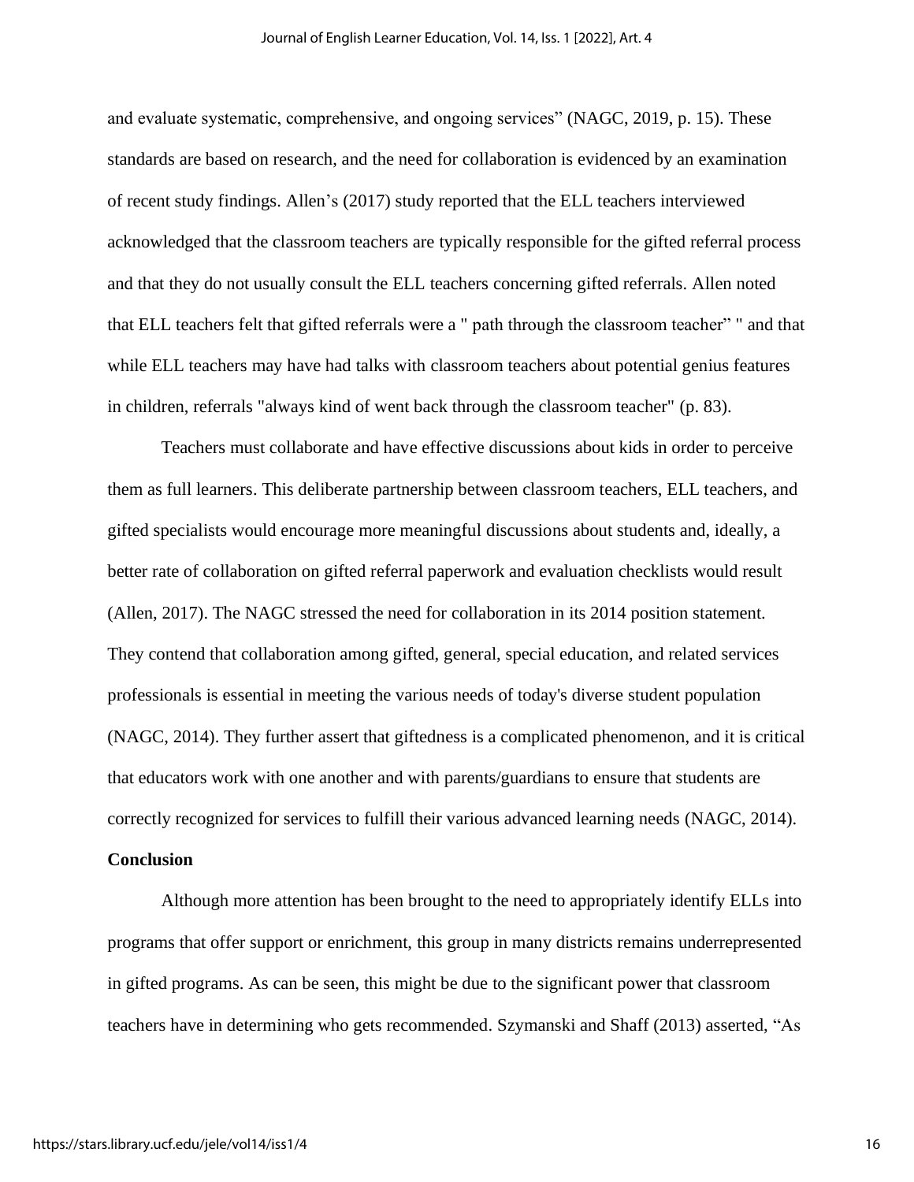and evaluate systematic, comprehensive, and ongoing services" (NAGC, 2019, p. 15). These standards are based on research, and the need for collaboration is evidenced by an examination of recent study findings. Allen's (2017) study reported that the ELL teachers interviewed acknowledged that the classroom teachers are typically responsible for the gifted referral process and that they do not usually consult the ELL teachers concerning gifted referrals. Allen noted that ELL teachers felt that gifted referrals were a " path through the classroom teacher" " and that while ELL teachers may have had talks with classroom teachers about potential genius features in children, referrals "always kind of went back through the classroom teacher" (p. 83).

Teachers must collaborate and have effective discussions about kids in order to perceive them as full learners. This deliberate partnership between classroom teachers, ELL teachers, and gifted specialists would encourage more meaningful discussions about students and, ideally, a better rate of collaboration on gifted referral paperwork and evaluation checklists would result (Allen, 2017). The NAGC stressed the need for collaboration in its 2014 position statement. They contend that collaboration among gifted, general, special education, and related services professionals is essential in meeting the various needs of today's diverse student population (NAGC, 2014). They further assert that giftedness is a complicated phenomenon, and it is critical that educators work with one another and with parents/guardians to ensure that students are correctly recognized for services to fulfill their various advanced learning needs (NAGC, 2014).

**Conclusion**

Although more attention has been brought to the need to appropriately identify ELLs into programs that offer support or enrichment, this group in many districts remains underrepresented in gifted programs. As can be seen, this might be due to the significant power that classroom teachers have in determining who gets recommended. Szymanski and Shaff (2013) asserted, "As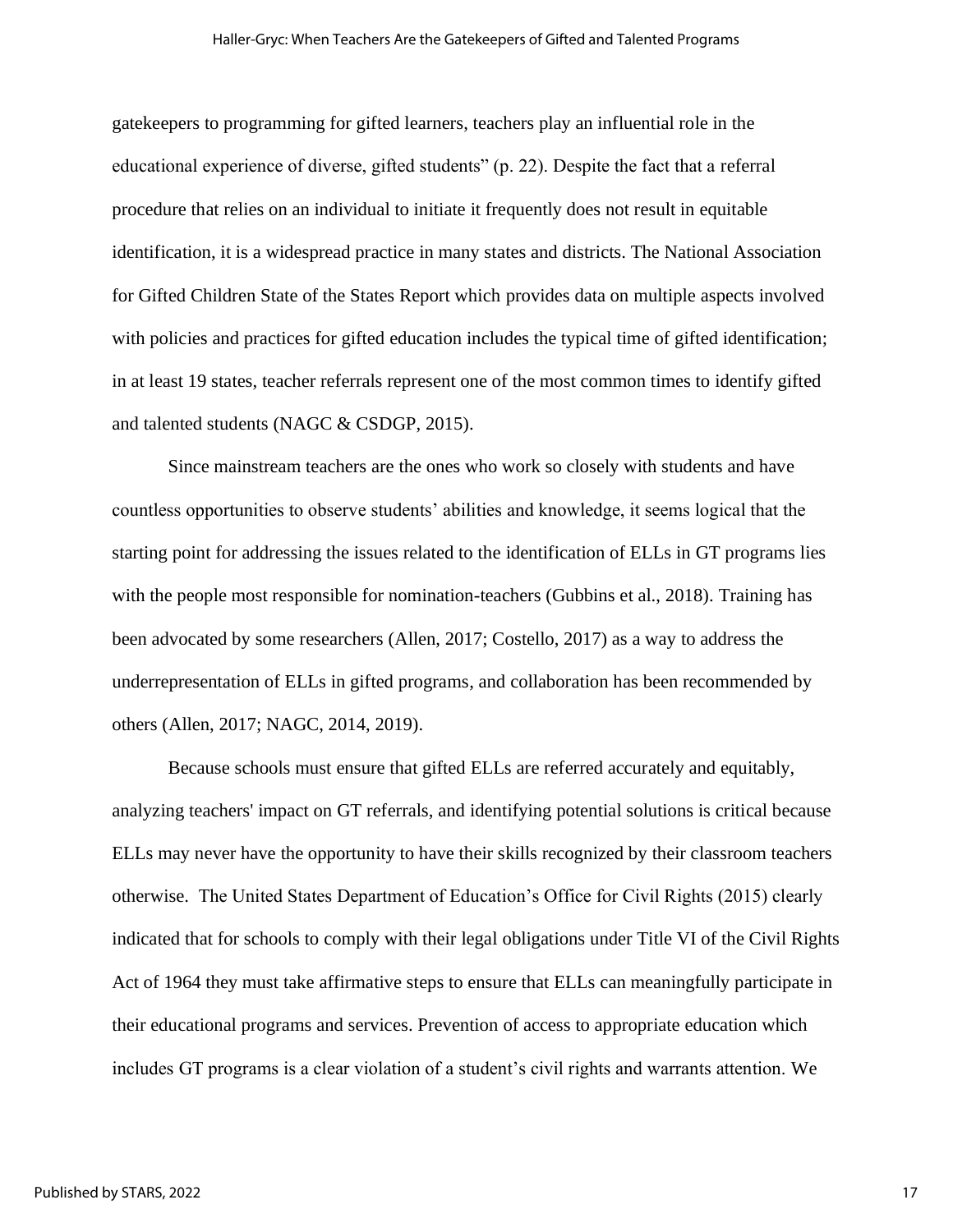gatekeepers to programming for gifted learners, teachers play an influential role in the educational experience of diverse, gifted students" (p. 22). Despite the fact that a referral procedure that relies on an individual to initiate it frequently does not result in equitable identification, it is a widespread practice in many states and districts. The National Association for Gifted Children State of the States Report which provides data on multiple aspects involved with policies and practices for gifted education includes the typical time of gifted identification; in at least 19 states, teacher referrals represent one of the most common times to identify gifted and talented students (NAGC & CSDGP, 2015).

Since mainstream teachers are the ones who work so closely with students and have countless opportunities to observe students' abilities and knowledge, it seems logical that the starting point for addressing the issues related to the identification of ELLs in GT programs lies with the people most responsible for nomination-teachers (Gubbins et al., 2018). Training has been advocated by some researchers (Allen, 2017; Costello, 2017) as a way to address the underrepresentation of ELLs in gifted programs, and collaboration has been recommended by others (Allen, 2017; NAGC, 2014, 2019).

Because schools must ensure that gifted ELLs are referred accurately and equitably, analyzing teachers' impact on GT referrals, and identifying potential solutions is critical because ELLs may never have the opportunity to have their skills recognized by their classroom teachers otherwise. The United States Department of Education's Office for Civil Rights (2015) clearly indicated that for schools to comply with their legal obligations under Title VI of the Civil Rights Act of 1964 they must take affirmative steps to ensure that ELLs can meaningfully participate in their educational programs and services. Prevention of access to appropriate education which includes GT programs is a clear violation of a student's civil rights and warrants attention. We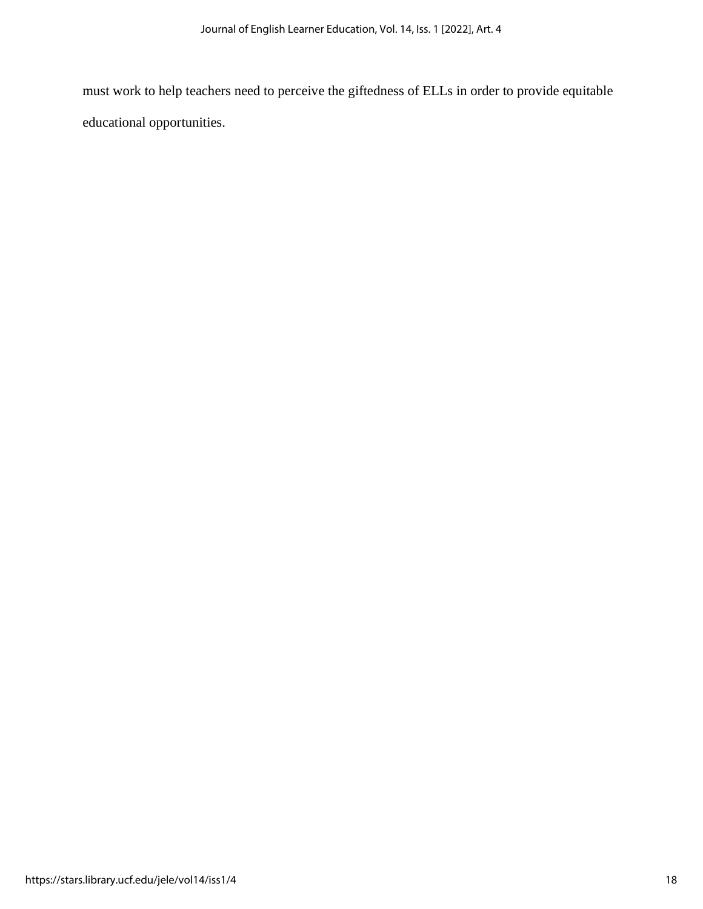must work to help teachers need to perceive the giftedness of ELLs in order to provide equitable educational opportunities.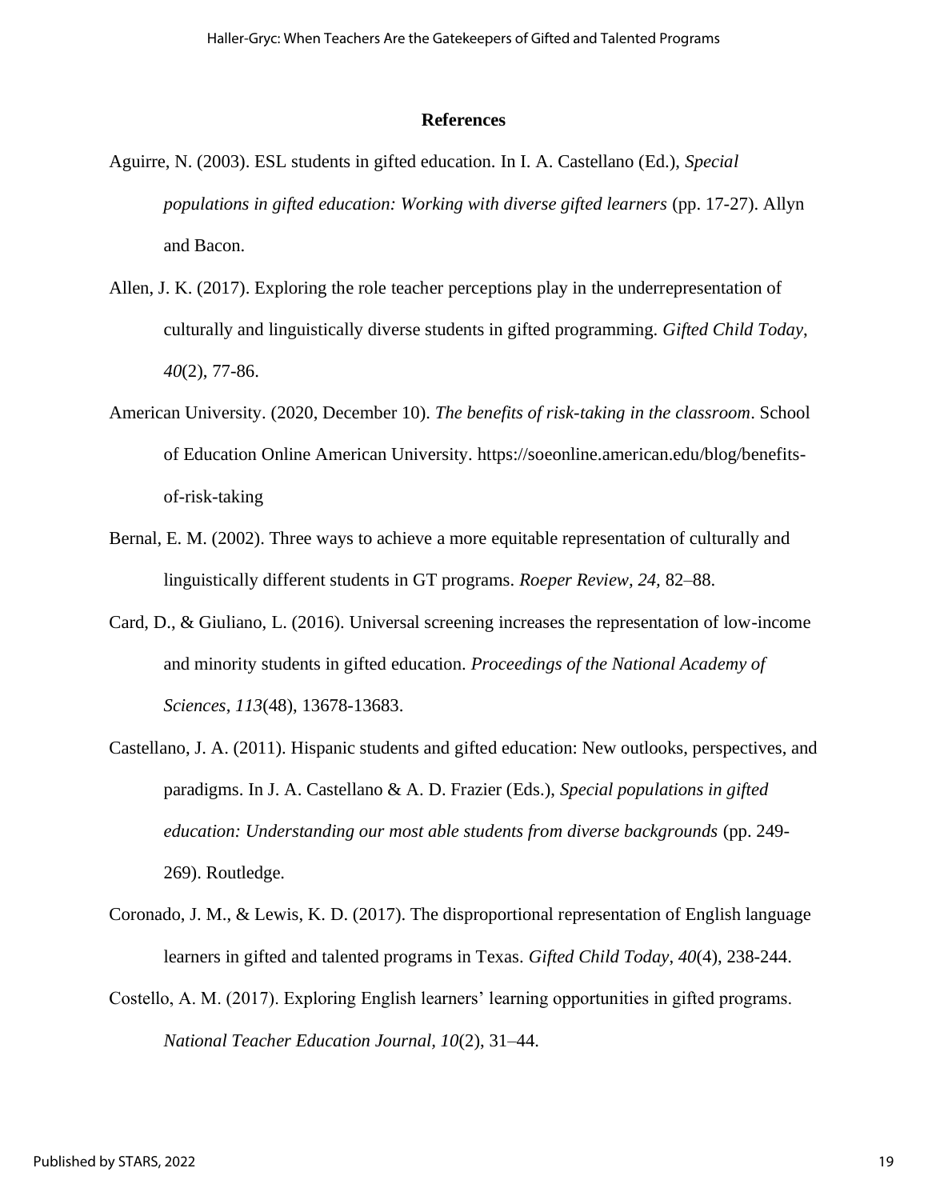## References

Aguirre, N. (2003). ESL students in gifted education. In I. A. Castellano (Ed.), *Special populations in gifted education: Working with diverse gifted learners* (pp. 17-27). Allyn and Bacon.

Allen, J. K. (2017). Exploring the role teacher perceptions play in the underrepresentation of culturally and linguistically diverse students in gifted programming. *Gifted Child Today*, *40*(2), 77-86.

American University. (2020, December 10). *The benefits of risk-taking in the classroom*. School of Education Online American University. https://soeonline.american.edu/blog/benefits-of-risk-taking

Bernal, E. M. (2002). Three ways to achieve a more equitable representation of culturally and linguistically different students in GT programs. *Roeper Review, 24,* 82–88.

Card, D., & Giuliano, L. (2016). Universal screening increases the representation of low-income and minority students in gifted education. *Proceedings of the National Academy of Sciences*, *113*(48), 13678-13683.

Castellano, J. A. (2011). Hispanic students and gifted education: New outlooks, perspectives, and paradigms. In J. A. Castellano & A. D. Frazier (Eds.), *Special populations in gifted education: Understanding our most able students from diverse backgrounds* (pp. 249-269). Routledge.

Coronado, J. M., & Lewis, K. D. (2017). The disproportional representation of English language learners in gifted and talented programs in Texas. *Gifted Child Today*, *40*(4), 238-244.

Costello, A. M. (2017). Exploring English learners' learning opportunities in gifted programs. *National Teacher Education Journal, 10*(2), 31–44.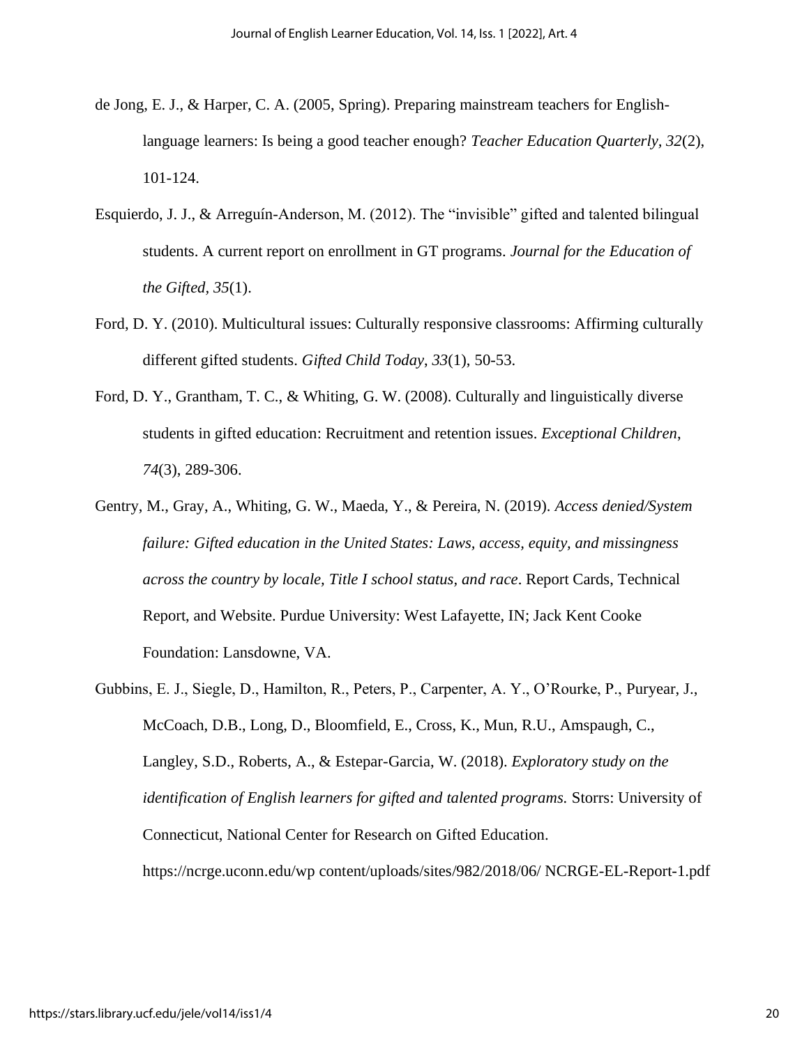de Jong, E. J., & Harper, C. A. (2005, Spring). Preparing mainstream teachers for English-language learners: Is being a good teacher enough? *Teacher Education Quarterly, 32*(2), 101-124.

Esquierdo, J. J., & Arreguín-Anderson, M. (2012). The "invisible" gifted and talented bilingual students. A current report on enrollment in GT programs. *Journal for the Education of the Gifted, 35*(1).

Ford, D. Y. (2010). Multicultural issues: Culturally responsive classrooms: Affirming culturally different gifted students. *Gifted Child Today*, *33*(1), 50-53.

Ford, D. Y., Grantham, T. C., & Whiting, G. W. (2008). Culturally and linguistically diverse students in gifted education: Recruitment and retention issues. *Exceptional Children*, *74*(3), 289-306.

Gentry, M., Gray, A., Whiting, G. W., Maeda, Y., & Pereira, N. (2019). *Access denied/System failure: Gifted education in the United States: Laws, access, equity, and missingness across the country by locale, Title I school status, and race*. Report Cards, Technical Report, and Website. Purdue University: West Lafayette, IN; Jack Kent Cooke Foundation: Lansdowne, VA.

Gubbins, E. J., Siegle, D., Hamilton, R., Peters, P., Carpenter, A. Y., O'Rourke, P., Puryear, J., McCoach, D.B., Long, D., Bloomfield, E., Cross, K., Mun, R.U., Amspaugh, C., Langley, S.D., Roberts, A., & Estepar-Garcia, W. (2018). *Exploratory study on the identification of English learners for gifted and talented programs.* Storrs: University of Connecticut, National Center for Research on Gifted Education. https://ncrge.uconn.edu/wp content/uploads/sites/982/2018/06/ NCRGE-EL-Report-1.pdf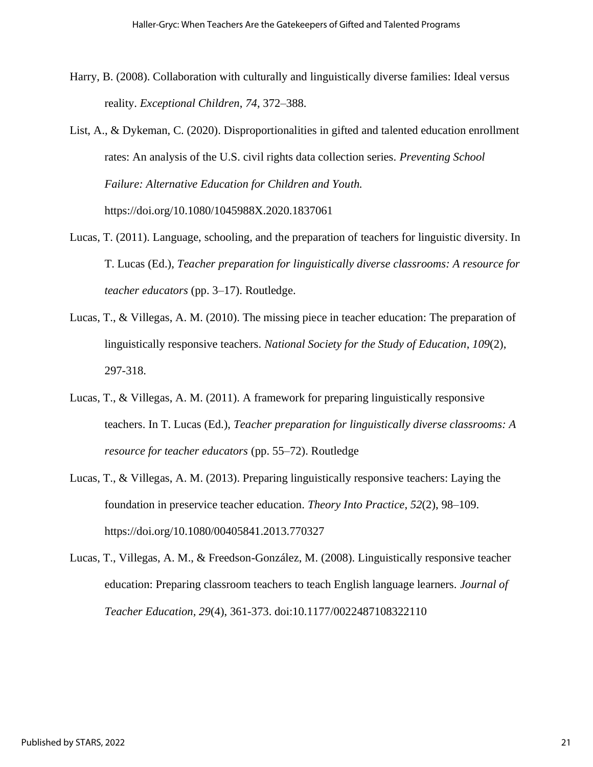Harry, B. (2008). Collaboration with culturally and linguistically diverse families: Ideal versus reality. *Exceptional Children, 74*, 372–388.

List, A., & Dykeman, C. (2020). Disproportionalities in gifted and talented education enrollment rates: An analysis of the U.S. civil rights data collection series. *Preventing School Failure: Alternative Education for Children and Youth.* https://doi.org/10.1080/1045988X.2020.1837061

Lucas, T. (2011). Language, schooling, and the preparation of teachers for linguistic diversity. In T. Lucas (Ed.), *Teacher preparation for linguistically diverse classrooms: A resource for teacher educators* (pp. 3–17). Routledge.

Lucas, T., & Villegas, A. M. (2010). The missing piece in teacher education: The preparation of linguistically responsive teachers. *National Society for the Study of Education*, *109*(2), 297-318.

Lucas, T., & Villegas, A. M. (2011). A framework for preparing linguistically responsive teachers. In T. Lucas (Ed.), *Teacher preparation for linguistically diverse classrooms: A resource for teacher educators* (pp. 55–72). Routledge

Lucas, T., & Villegas, A. M. (2013). Preparing linguistically responsive teachers: Laying the foundation in preservice teacher education. *Theory Into Practice*, *52*(2), 98–109. https://doi.org/10.1080/00405841.2013.770327

Lucas, T., Villegas, A. M., & Freedson-González, M. (2008). Linguistically responsive teacher education: Preparing classroom teachers to teach English language learners. *Journal of Teacher Education*, *29*(4), 361-373. doi:10.1177/0022487108322110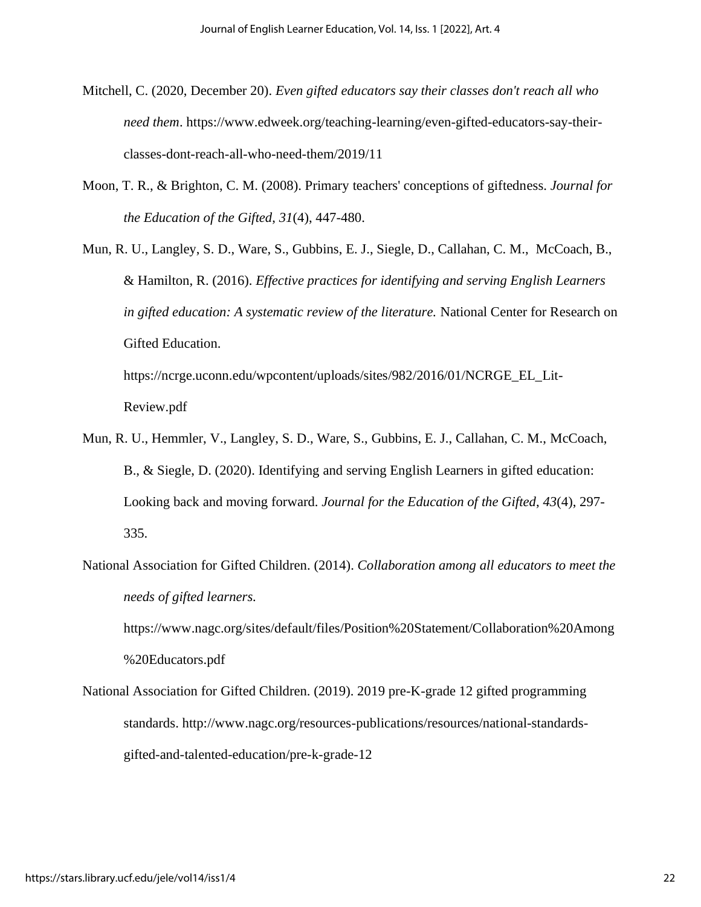Mitchell, C. (2020, December 20). *Even gifted educators say their classes don't reach all who need them*. https://www.edweek.org/teaching-learning/even-gifted-educators-say-their-classes-dont-reach-all-who-need-them/2019/11

Moon, T. R., & Brighton, C. M. (2008). Primary teachers' conceptions of giftedness. *Journal for the Education of the Gifted*, *31*(4), 447-480.

Mun, R. U., Langley, S. D., Ware, S., Gubbins, E. J., Siegle, D., Callahan, C. M., McCoach, B., & Hamilton, R. (2016). *Effective practices for identifying and serving English Learners in gifted education: A systematic review of the literature.* National Center for Research on Gifted Education. https://ncrge.uconn.edu/wpcontent/uploads/sites/982/2016/01/NCRGE_EL_Lit-Review.pdf

Mun, R. U., Hemmler, V., Langley, S. D., Ware, S., Gubbins, E. J., Callahan, C. M., McCoach, B., & Siegle, D. (2020). Identifying and serving English Learners in gifted education: Looking back and moving forward. *Journal for the Education of the Gifted*, *43*(4), 297-335.

National Association for Gifted Children. (2014). *Collaboration among all educators to meet the needs of gifted learners.* https://www.nagc.org/sites/default/files/Position%20Statement/Collaboration%20Among%20Educators.pdf

National Association for Gifted Children. (2019). 2019 pre-K-grade 12 gifted programming standards. http://www.nagc.org/resources-publications/resources/national-standards-gifted-and-talented-education/pre-k-grade-12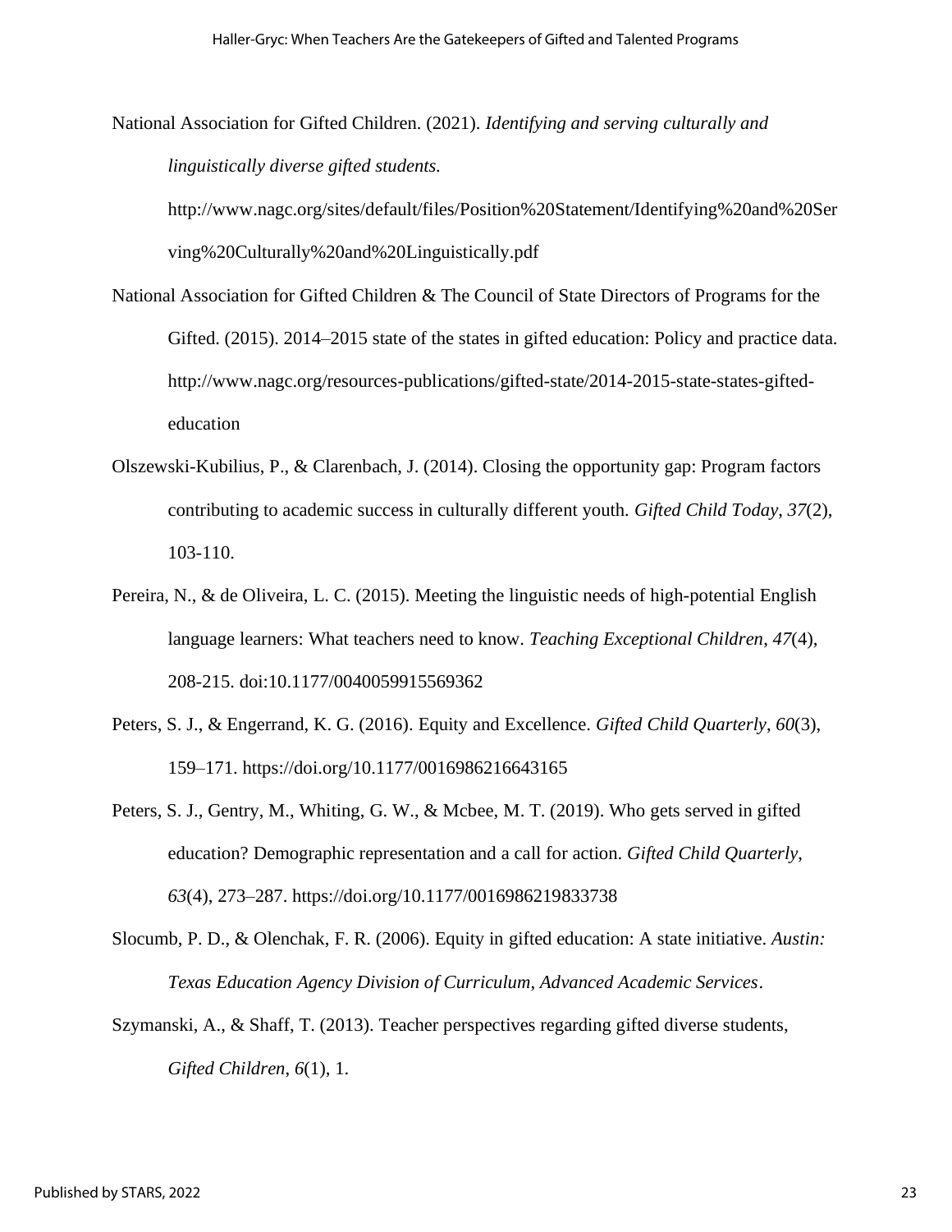National Association for Gifted Children. (2021). *Identifying and serving culturally and linguistically diverse gifted students.* http://www.nagc.org/sites/default/files/Position%20Statement/Identifying%20and%20Serving%20Culturally%20and%20Linguistically.pdf

National Association for Gifted Children & The Council of State Directors of Programs for the Gifted. (2015). 2014–2015 state of the states in gifted education: Policy and practice data. http://www.nagc.org/resources-publications/gifted-state/2014-2015-state-states-gifted-education

Olszewski-Kubilius, P., & Clarenbach, J. (2014). Closing the opportunity gap: Program factors contributing to academic success in culturally different youth. *Gifted Child Today*, *37*(2), 103-110.

Pereira, N., & de Oliveira, L. C. (2015). Meeting the linguistic needs of high-potential English language learners: What teachers need to know. *Teaching Exceptional Children*, *47*(4), 208-215. doi:10.1177/0040059915569362

Peters, S. J., & Engerrand, K. G. (2016). Equity and Excellence. *Gifted Child Quarterly*, *60*(3), 159–171. https://doi.org/10.1177/0016986216643165

Peters, S. J., Gentry, M., Whiting, G. W., & Mcbee, M. T. (2019). Who gets served in gifted education? Demographic representation and a call for action. *Gifted Child Quarterly*, *63*(4), 273–287. https://doi.org/10.1177/0016986219833738

Slocumb, P. D., & Olenchak, F. R. (2006). Equity in gifted education: A state initiative. *Austin: Texas Education Agency Division of Curriculum, Advanced Academic Services*.

Szymanski, A., & Shaff, T. (2013). Teacher perspectives regarding gifted diverse students, *Gifted Children*, *6*(1), 1.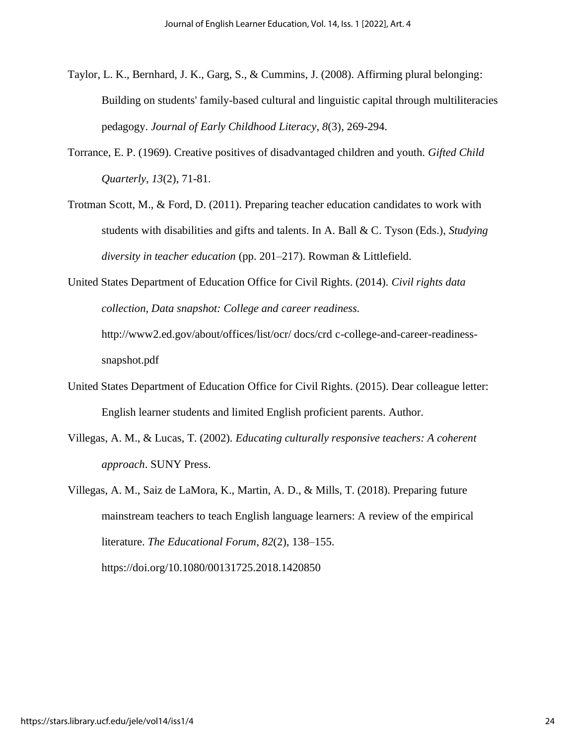Taylor, L. K., Bernhard, J. K., Garg, S., & Cummins, J. (2008). Affirming plural belonging: Building on students' family-based cultural and linguistic capital through multiliteracies pedagogy. *Journal of Early Childhood Literacy*, *8*(3), 269-294.

Torrance, E. P. (1969). Creative positives of disadvantaged children and youth. *Gifted Child Quarterly*, *13*(2), 71-81.

Trotman Scott, M., & Ford, D. (2011). Preparing teacher education candidates to work with students with disabilities and gifts and talents. In A. Ball & C. Tyson (Eds.), *Studying diversity in teacher education* (pp. 201–217). Rowman & Littlefield.

United States Department of Education Office for Civil Rights. (2014). *Civil rights data collection, Data snapshot: College and career readiness.* http://www2.ed.gov/about/offices/list/ocr/ docs/crd c-college-and-career-readiness-snapshot.pdf

United States Department of Education Office for Civil Rights. (2015). Dear colleague letter: English learner students and limited English proficient parents. Author.

Villegas, A. M., & Lucas, T. (2002). *Educating culturally responsive teachers: A coherent approach*. SUNY Press.

Villegas, A. M., Saiz de LaMora, K., Martin, A. D., & Mills, T. (2018). Preparing future mainstream teachers to teach English language learners: A review of the empirical literature. *The Educational Forum*, *82*(2), 138–155. https://doi.org/10.1080/00131725.2018.1420850